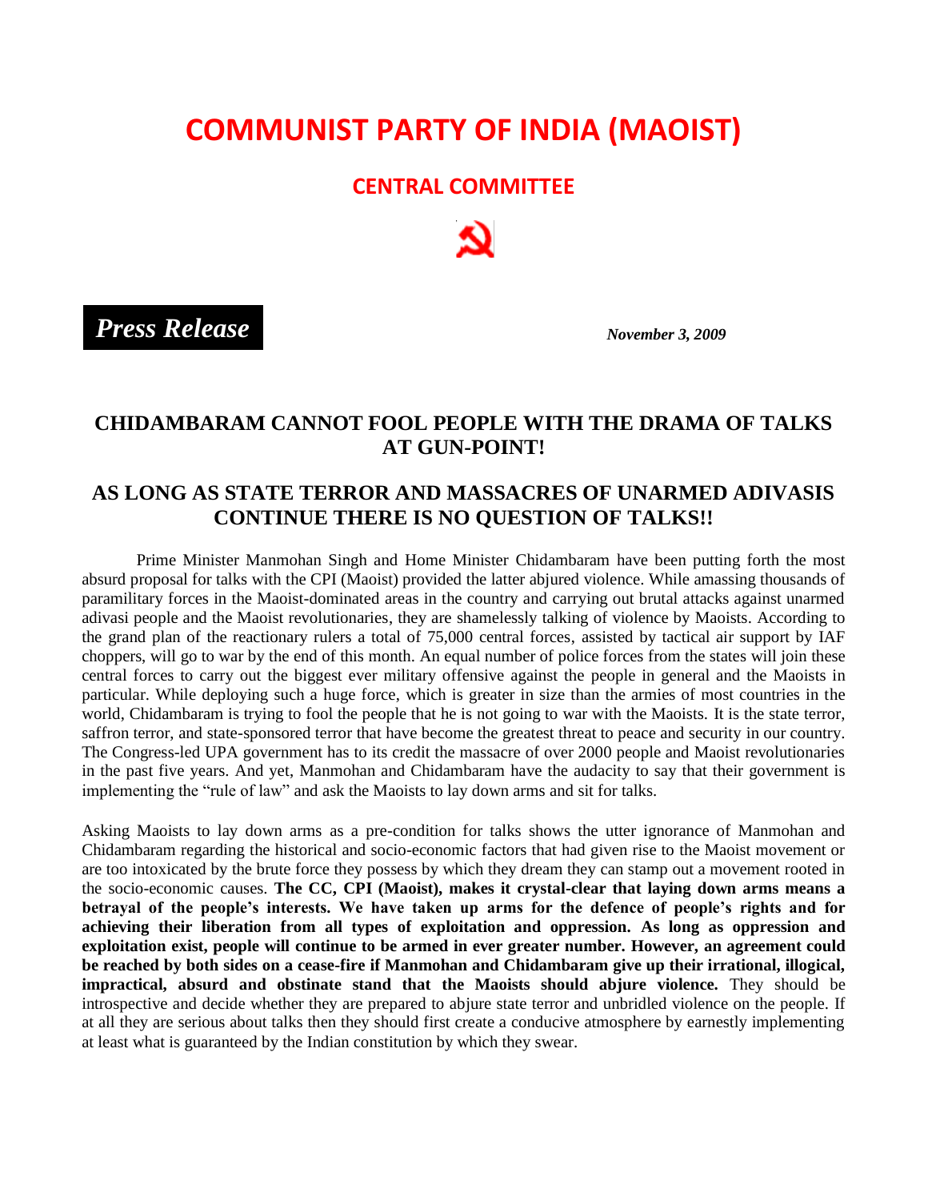# COMMUNIST PARTY OF INDIA (MAOIST)

## CENTRAL COMMITTEE

***Press Release***

***November 3, 2009***

## CHIDAMBARAM CANNOT FOOL PEOPLE WITH THE DRAMA OF TALKS AT GUN-POINT!

## AS LONG AS STATE TERROR AND MASSACRES OF UNARMED ADIVASIS CONTINUE THERE IS NO QUESTION OF TALKS!!

Prime Minister Manmohan Singh and Home Minister Chidambaram have been putting forth the most absurd proposal for talks with the CPI (Maoist) provided the latter abjured violence. While amassing thousands of paramilitary forces in the Maoist-dominated areas in the country and carrying out brutal attacks against unarmed adivasi people and the Maoist revolutionaries, they are shamelessly talking of violence by Maoists. According to the grand plan of the reactionary rulers a total of 75,000 central forces, assisted by tactical air support by IAF choppers, will go to war by the end of this month. An equal number of police forces from the states will join these central forces to carry out the biggest ever military offensive against the people in general and the Maoists in particular. While deploying such a huge force, which is greater in size than the armies of most countries in the world, Chidambaram is trying to fool the people that he is not going to war with the Maoists. It is the state terror, saffron terror, and state-sponsored terror that have become the greatest threat to peace and security in our country. The Congress-led UPA government has to its credit the massacre of over 2000 people and Maoist revolutionaries in the past five years. And yet, Manmohan and Chidambaram have the audacity to say that their government is implementing the "rule of law" and ask the Maoists to lay down arms and sit for talks.

Asking Maoists to lay down arms as a pre-condition for talks shows the utter ignorance of Manmohan and Chidambaram regarding the historical and socio-economic factors that had given rise to the Maoist movement or are too intoxicated by the brute force they possess by which they dream they can stamp out a movement rooted in the socio-economic causes. **The CC, CPI (Maoist), makes it crystal-clear that laying down arms means a betrayal of the people's interests. We have taken up arms for the defence of people's rights and for achieving their liberation from all types of exploitation and oppression. As long as oppression and exploitation exist, people will continue to be armed in ever greater number. However, an agreement could be reached by both sides on a cease-fire if Manmohan and Chidambaram give up their irrational, illogical, impractical, absurd and obstinate stand that the Maoists should abjure violence.** They should be introspective and decide whether they are prepared to abjure state terror and unbridled violence on the people. If at all they are serious about talks then they should first create a conducive atmosphere by earnestly implementing at least what is guaranteed by the Indian constitution by which they swear.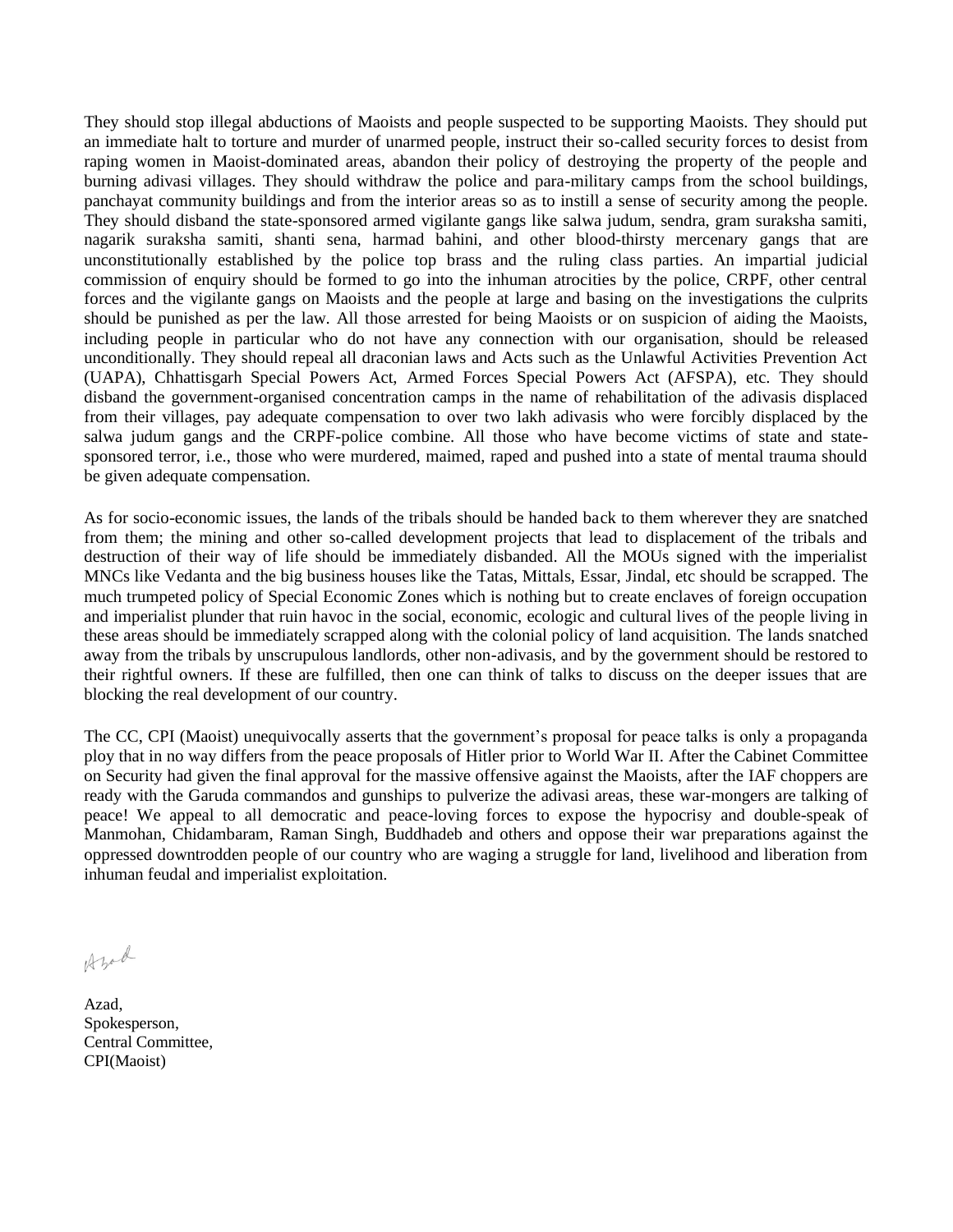They should stop illegal abductions of Maoists and people suspected to be supporting Maoists. They should put an immediate halt to torture and murder of unarmed people, instruct their so-called security forces to desist from raping women in Maoist-dominated areas, abandon their policy of destroying the property of the people and burning adivasi villages. They should withdraw the police and para-military camps from the school buildings, panchayat community buildings and from the interior areas so as to instill a sense of security among the people. They should disband the state-sponsored armed vigilante gangs like salwa judum, sendra, gram suraksha samiti, nagarik suraksha samiti, shanti sena, harmad bahini, and other blood-thirsty mercenary gangs that are unconstitutionally established by the police top brass and the ruling class parties. An impartial judicial commission of enquiry should be formed to go into the inhuman atrocities by the police, CRPF, other central forces and the vigilante gangs on Maoists and the people at large and basing on the investigations the culprits should be punished as per the law. All those arrested for being Maoists or on suspicion of aiding the Maoists, including people in particular who do not have any connection with our organisation, should be released unconditionally. They should repeal all draconian laws and Acts such as the Unlawful Activities Prevention Act (UAPA), Chhattisgarh Special Powers Act, Armed Forces Special Powers Act (AFSPA), etc. They should disband the government-organised concentration camps in the name of rehabilitation of the adivasis displaced from their villages, pay adequate compensation to over two lakh adivasis who were forcibly displaced by the salwa judum gangs and the CRPF-police combine. All those who have become victims of state and state-sponsored terror, i.e., those who were murdered, maimed, raped and pushed into a state of mental trauma should be given adequate compensation.

As for socio-economic issues, the lands of the tribals should be handed back to them wherever they are snatched from them; the mining and other so-called development projects that lead to displacement of the tribals and destruction of their way of life should be immediately disbanded. All the MOUs signed with the imperialist MNCs like Vedanta and the big business houses like the Tatas, Mittals, Essar, Jindal, etc should be scrapped. The much trumpeted policy of Special Economic Zones which is nothing but to create enclaves of foreign occupation and imperialist plunder that ruin havoc in the social, economic, ecologic and cultural lives of the people living in these areas should be immediately scrapped along with the colonial policy of land acquisition. The lands snatched away from the tribals by unscrupulous landlords, other non-adivasis, and by the government should be restored to their rightful owners. If these are fulfilled, then one can think of talks to discuss on the deeper issues that are blocking the real development of our country.

The CC, CPI (Maoist) unequivocally asserts that the government's proposal for peace talks is only a propaganda ploy that in no way differs from the peace proposals of Hitler prior to World War II. After the Cabinet Committee on Security had given the final approval for the massive offensive against the Maoists, after the IAF choppers are ready with the Garuda commandos and gunships to pulverize the adivasi areas, these war-mongers are talking of peace! We appeal to all democratic and peace-loving forces to expose the hypocrisy and double-speak of Manmohan, Chidambaram, Raman Singh, Buddhadeb and others and oppose their war preparations against the oppressed downtrodden people of our country who are waging a struggle for land, livelihood and liberation from inhuman feudal and imperialist exploitation.

Azad

Azad,
Spokesperson,
Central Committee,
CPI(Maoist)